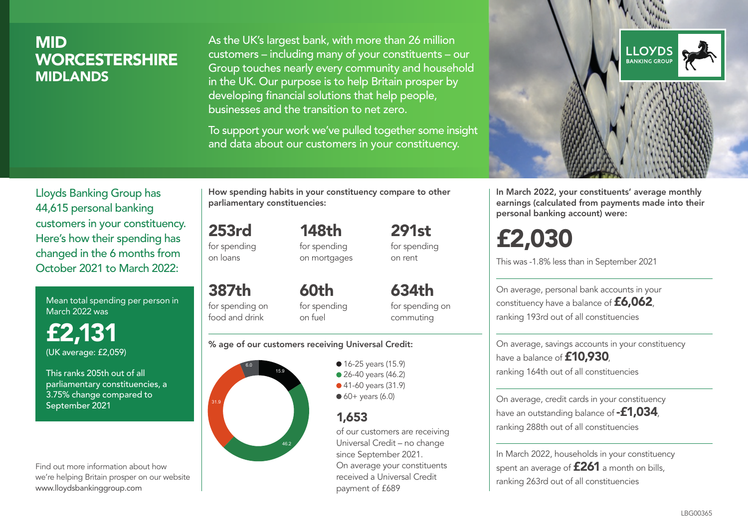# MID WORCESTERSHIRE

## MIDLANDS

As the UK's largest bank, with more than 26 million customers – including many of your constituents – our Group touches nearly every community and household in the UK. Our purpose is to help Britain prosper by developing financial solutions that help people, businesses and the transition to net zero.

To support your work we've pulled together some insight and data about our customers in your constituency.

LLOYDS BANKING GROUP

Lloyds Banking Group has 44,615 personal banking customers in your constituency. Here's how their spending has changed in the 6 months from October 2021 to March 2022:

Mean total spending per person in March 2022 was

**£2,131**

(UK average: £2,059)

This ranks 205th out of all parliamentary constituencies, a 3.75% change compared to September 2021

Find out more information about how we're helping Britain prosper on our website www.lloydsbankinggroup.com

**How spending habits in your constituency compare to other parliamentary constituencies:**

**253rd** for spending on loans

**148th** for spending on mortgages

**291st** for spending on rent

**387th** for spending on food and drink

**60th** for spending on fuel

**634th** for spending on commuting

**% age of our customers receiving Universal Credit:**

- 16-25 years (15.9)
- 26-40 years (46.2)
- 41-60 years (31.9)
- 60+ years (6.0)

**1,653**

of our customers are receiving Universal Credit – no change since September 2021. On average your constituents received a Universal Credit payment of £689

**In March 2022, your constituents' average monthly earnings (calculated from payments made into their personal banking account) were:**

**£2,030**

This was -1.8% less than in September 2021

On average, personal bank accounts in your constituency have a balance of **£6,062**, ranking 193rd out of all constituencies

On average, savings accounts in your constituency have a balance of **£10,930**, ranking 164th out of all constituencies

On average, credit cards in your constituency have an outstanding balance of **-£1,034**, ranking 288th out of all constituencies

In March 2022, households in your constituency spent an average of **£261** a month on bills, ranking 263rd out of all constituencies

LBG00365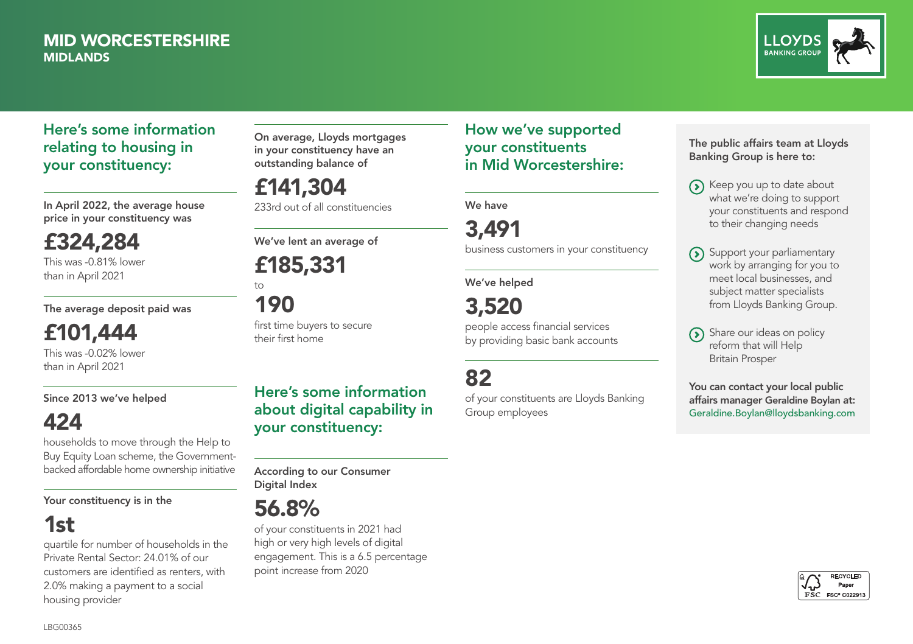# MID WORCESTERSHIRE
## MIDLANDS

## Here's some information relating to housing in your constituency:

In April 2022, the average house price in your constituency was

**£324,284**

This was -0.81% lower than in April 2021

The average deposit paid was

**£101,444**

This was -0.02% lower than in April 2021

Since 2013 we've helped

**424**

households to move through the Help to Buy Equity Loan scheme, the Government-backed affordable home ownership initiative

Your constituency is in the

**1st**

quartile for number of households in the Private Rental Sector: 24.01% of our customers are identified as renters, with 2.0% making a payment to a social housing provider

On average, Lloyds mortgages in your constituency have an outstanding balance of

**£141,304**

233rd out of all constituencies

We've lent an average of

**£185,331**

to

**190**

first time buyers to secure their first home

## Here's some information about digital capability in your constituency:

According to our Consumer Digital Index

**56.8%**

of your constituents in 2021 had high or very high levels of digital engagement. This is a 6.5 percentage point increase from 2020

## How we've supported your constituents in Mid Worcestershire:

We have

**3,491**

business customers in your constituency

We've helped

**3,520**

people access financial services by providing basic bank accounts

**82**

of your constituents are Lloyds Banking Group employees

**The public affairs team at Lloyds Banking Group is here to:**

- Keep you up to date about what we're doing to support your constituents and respond to their changing needs
- Support your parliamentary work by arranging for you to meet local businesses, and subject matter specialists from Lloyds Banking Group.
- Share our ideas on policy reform that will Help Britain Prosper

**You can contact your local public affairs manager Geraldine Boylan at:**
Geraldine.Boylan@lloydsbanking.com

LBG00365